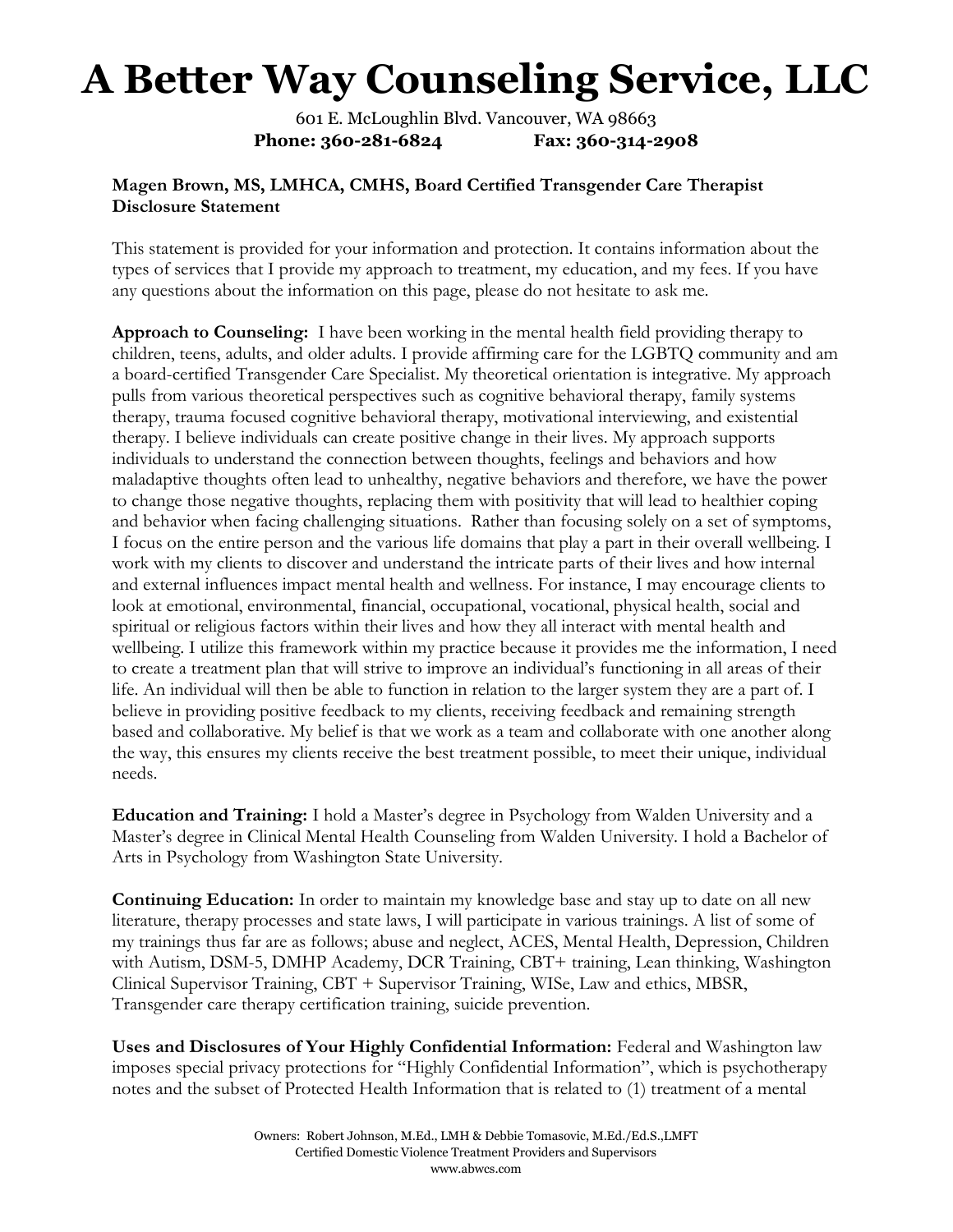# A Better Way Counseling Service, LLC

601 E. McLoughlin Blvd. Vancouver, WA 98663
**Phone: 360-281-6824 Fax: 360-314-2908**

**Magen Brown, MS, LMHCA, CMHS, Board Certified Transgender Care Therapist**
**Disclosure Statement**

This statement is provided for your information and protection. It contains information about the types of services that I provide my approach to treatment, my education, and my fees. If you have any questions about the information on this page, please do not hesitate to ask me.

**Approach to Counseling:** I have been working in the mental health field providing therapy to children, teens, adults, and older adults. I provide affirming care for the LGBTQ community and am a board-certified Transgender Care Specialist. My theoretical orientation is integrative. My approach pulls from various theoretical perspectives such as cognitive behavioral therapy, family systems therapy, trauma focused cognitive behavioral therapy, motivational interviewing, and existential therapy. I believe individuals can create positive change in their lives. My approach supports individuals to understand the connection between thoughts, feelings and behaviors and how maladaptive thoughts often lead to unhealthy, negative behaviors and therefore, we have the power to change those negative thoughts, replacing them with positivity that will lead to healthier coping and behavior when facing challenging situations. Rather than focusing solely on a set of symptoms, I focus on the entire person and the various life domains that play a part in their overall wellbeing. I work with my clients to discover and understand the intricate parts of their lives and how internal and external influences impact mental health and wellness. For instance, I may encourage clients to look at emotional, environmental, financial, occupational, vocational, physical health, social and spiritual or religious factors within their lives and how they all interact with mental health and wellbeing. I utilize this framework within my practice because it provides me the information, I need to create a treatment plan that will strive to improve an individual's functioning in all areas of their life. An individual will then be able to function in relation to the larger system they are a part of. I believe in providing positive feedback to my clients, receiving feedback and remaining strength based and collaborative. My belief is that we work as a team and collaborate with one another along the way, this ensures my clients receive the best treatment possible, to meet their unique, individual needs.

**Education and Training:** I hold a Master's degree in Psychology from Walden University and a Master's degree in Clinical Mental Health Counseling from Walden University. I hold a Bachelor of Arts in Psychology from Washington State University.

**Continuing Education:** In order to maintain my knowledge base and stay up to date on all new literature, therapy processes and state laws, I will participate in various trainings. A list of some of my trainings thus far are as follows; abuse and neglect, ACES, Mental Health, Depression, Children with Autism, DSM-5, DMHP Academy, DCR Training, CBT+ training, Lean thinking, Washington Clinical Supervisor Training, CBT + Supervisor Training, WISe, Law and ethics, MBSR, Transgender care therapy certification training, suicide prevention.

**Uses and Disclosures of Your Highly Confidential Information:** Federal and Washington law imposes special privacy protections for "Highly Confidential Information", which is psychotherapy notes and the subset of Protected Health Information that is related to (1) treatment of a mental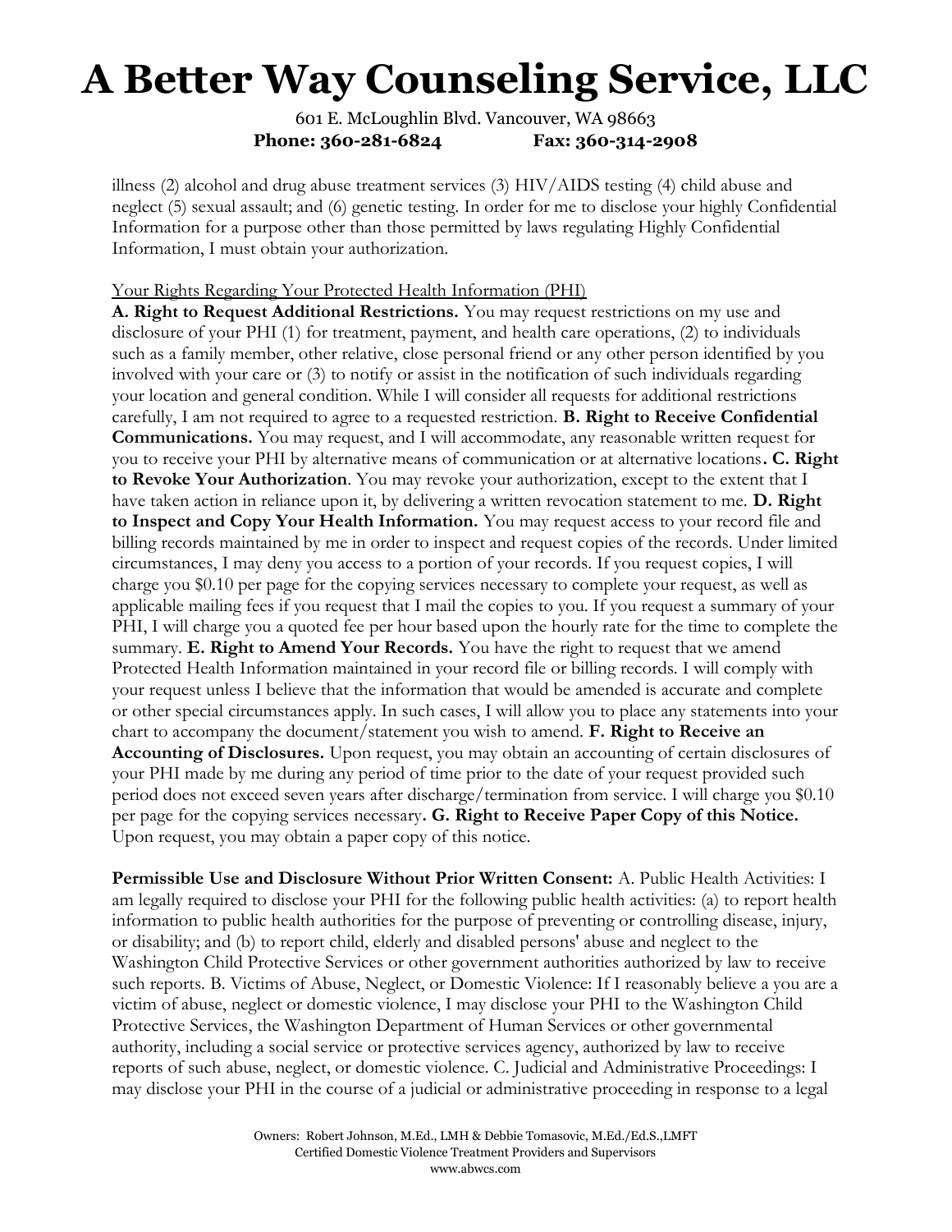illness (2) alcohol and drug abuse treatment services (3) HIV/AIDS testing (4) child abuse and neglect (5) sexual assault; and (6) genetic testing. In order for me to disclose your highly Confidential Information for a purpose other than those permitted by laws regulating Highly Confidential Information, I must obtain your authorization.

Your Rights Regarding Your Protected Health Information (PHI)

**A. Right to Request Additional Restrictions.** You may request restrictions on my use and disclosure of your PHI (1) for treatment, payment, and health care operations, (2) to individuals such as a family member, other relative, close personal friend or any other person identified by you involved with your care or (3) to notify or assist in the notification of such individuals regarding your location and general condition. While I will consider all requests for additional restrictions carefully, I am not required to agree to a requested restriction. **B. Right to Receive Confidential Communications.** You may request, and I will accommodate, any reasonable written request for you to receive your PHI by alternative means of communication or at alternative locations**. C. Right to Revoke Your Authorization**. You may revoke your authorization, except to the extent that I have taken action in reliance upon it, by delivering a written revocation statement to me. **D. Right to Inspect and Copy Your Health Information.** You may request access to your record file and billing records maintained by me in order to inspect and request copies of the records. Under limited circumstances, I may deny you access to a portion of your records. If you request copies, I will charge you $0.10 per page for the copying services necessary to complete your request, as well as applicable mailing fees if you request that I mail the copies to you. If you request a summary of your PHI, I will charge you a quoted fee per hour based upon the hourly rate for the time to complete the summary. **E. Right to Amend Your Records.** You have the right to request that we amend Protected Health Information maintained in your record file or billing records. I will comply with your request unless I believe that the information that would be amended is accurate and complete or other special circumstances apply. In such cases, I will allow you to place any statements into your chart to accompany the document/statement you wish to amend. **F. Right to Receive an Accounting of Disclosures.** Upon request, you may obtain an accounting of certain disclosures of your PHI made by me during any period of time prior to the date of your request provided such period does not exceed seven years after discharge/termination from service. I will charge you $0.10 per page for the copying services necessary**. G. Right to Receive Paper Copy of this Notice.** Upon request, you may obtain a paper copy of this notice.

**Permissible Use and Disclosure Without Prior Written Consent:** A. Public Health Activities: I am legally required to disclose your PHI for the following public health activities: (a) to report health information to public health authorities for the purpose of preventing or controlling disease, injury, or disability; and (b) to report child, elderly and disabled persons' abuse and neglect to the Washington Child Protective Services or other government authorities authorized by law to receive such reports. B. Victims of Abuse, Neglect, or Domestic Violence: If I reasonably believe a you are a victim of abuse, neglect or domestic violence, I may disclose your PHI to the Washington Child Protective Services, the Washington Department of Human Services or other governmental authority, including a social service or protective services agency, authorized by law to receive reports of such abuse, neglect, or domestic violence. C. Judicial and Administrative Proceedings: I may disclose your PHI in the course of a judicial or administrative proceeding in response to a legal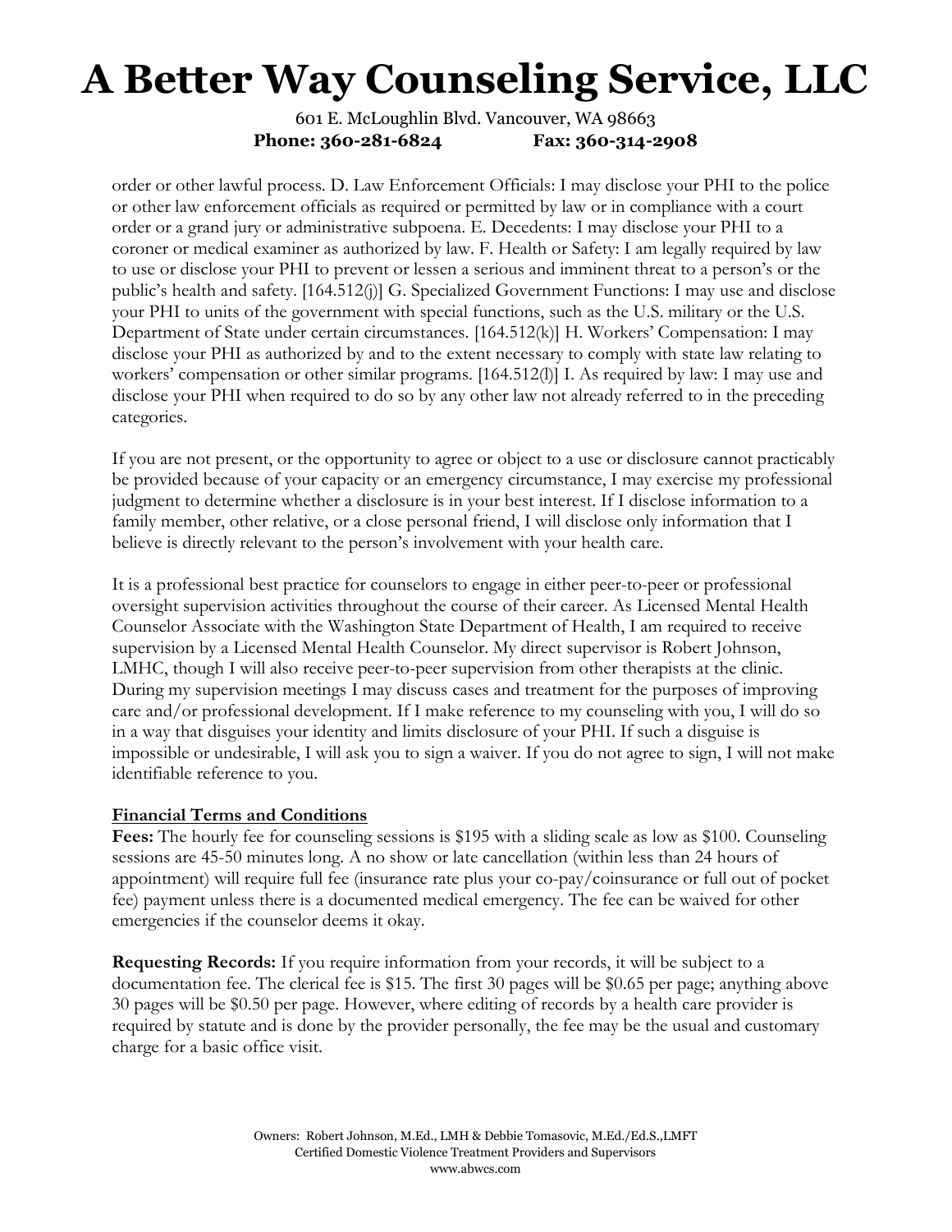order or other lawful process. D. Law Enforcement Officials: I may disclose your PHI to the police or other law enforcement officials as required or permitted by law or in compliance with a court order or a grand jury or administrative subpoena. E. Decedents: I may disclose your PHI to a coroner or medical examiner as authorized by law. F. Health or Safety: I am legally required by law to use or disclose your PHI to prevent or lessen a serious and imminent threat to a person's or the public's health and safety. [164.512(j)] G. Specialized Government Functions: I may use and disclose your PHI to units of the government with special functions, such as the U.S. military or the U.S. Department of State under certain circumstances. [164.512(k)] H. Workers' Compensation: I may disclose your PHI as authorized by and to the extent necessary to comply with state law relating to workers' compensation or other similar programs. [164.512(l)] I. As required by law: I may use and disclose your PHI when required to do so by any other law not already referred to in the preceding categories.

If you are not present, or the opportunity to agree or object to a use or disclosure cannot practicably be provided because of your capacity or an emergency circumstance, I may exercise my professional judgment to determine whether a disclosure is in your best interest. If I disclose information to a family member, other relative, or a close personal friend, I will disclose only information that I believe is directly relevant to the person's involvement with your health care.

It is a professional best practice for counselors to engage in either peer-to-peer or professional oversight supervision activities throughout the course of their career. As Licensed Mental Health Counselor Associate with the Washington State Department of Health, I am required to receive supervision by a Licensed Mental Health Counselor. My direct supervisor is Robert Johnson, LMHC, though I will also receive peer-to-peer supervision from other therapists at the clinic. During my supervision meetings I may discuss cases and treatment for the purposes of improving care and/or professional development. If I make reference to my counseling with you, I will do so in a way that disguises your identity and limits disclosure of your PHI. If such a disguise is impossible or undesirable, I will ask you to sign a waiver. If you do not agree to sign, I will not make identifiable reference to you.

## Financial Terms and Conditions

**Fees:** The hourly fee for counseling sessions is $195 with a sliding scale as low as $100. Counseling sessions are 45-50 minutes long. A no show or late cancellation (within less than 24 hours of appointment) will require full fee (insurance rate plus your co-pay/coinsurance or full out of pocket fee) payment unless there is a documented medical emergency. The fee can be waived for other emergencies if the counselor deems it okay.

**Requesting Records:** If you require information from your records, it will be subject to a documentation fee. The clerical fee is $15. The first 30 pages will be $0.65 per page; anything above 30 pages will be $0.50 per page. However, where editing of records by a health care provider is required by statute and is done by the provider personally, the fee may be the usual and customary charge for a basic office visit.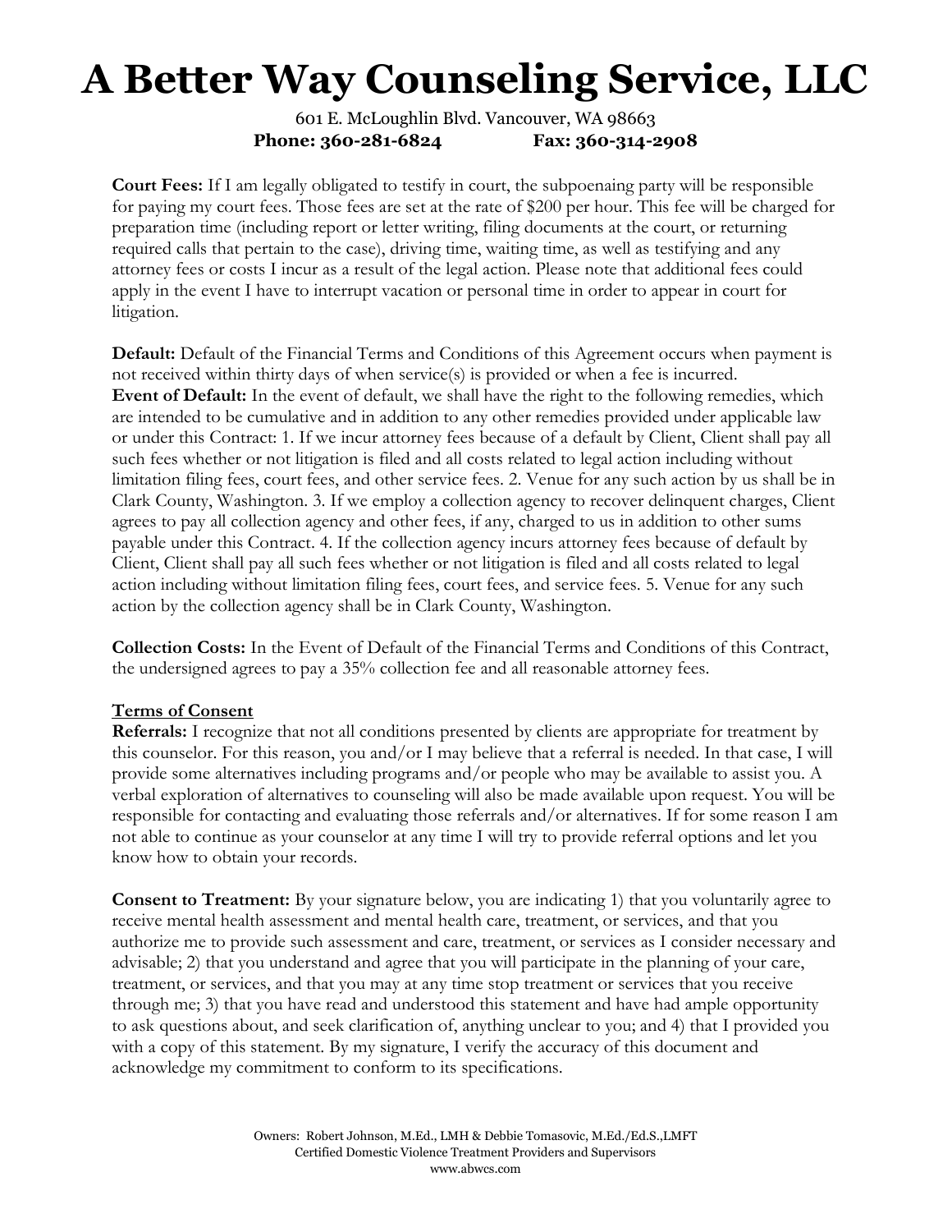**Court Fees:** If I am legally obligated to testify in court, the subpoenaing party will be responsible for paying my court fees. Those fees are set at the rate of $200 per hour. This fee will be charged for preparation time (including report or letter writing, filing documents at the court, or returning required calls that pertain to the case), driving time, waiting time, as well as testifying and any attorney fees or costs I incur as a result of the legal action. Please note that additional fees could apply in the event I have to interrupt vacation or personal time in order to appear in court for litigation.

**Default:** Default of the Financial Terms and Conditions of this Agreement occurs when payment is not received within thirty days of when service(s) is provided or when a fee is incurred.
**Event of Default:** In the event of default, we shall have the right to the following remedies, which are intended to be cumulative and in addition to any other remedies provided under applicable law or under this Contract: 1. If we incur attorney fees because of a default by Client, Client shall pay all such fees whether or not litigation is filed and all costs related to legal action including without limitation filing fees, court fees, and other service fees. 2. Venue for any such action by us shall be in Clark County, Washington. 3. If we employ a collection agency to recover delinquent charges, Client agrees to pay all collection agency and other fees, if any, charged to us in addition to other sums payable under this Contract. 4. If the collection agency incurs attorney fees because of default by Client, Client shall pay all such fees whether or not litigation is filed and all costs related to legal action including without limitation filing fees, court fees, and service fees. 5. Venue for any such action by the collection agency shall be in Clark County, Washington.

**Collection Costs:** In the Event of Default of the Financial Terms and Conditions of this Contract, the undersigned agrees to pay a 35% collection fee and all reasonable attorney fees.

## Terms of Consent

**Referrals:** I recognize that not all conditions presented by clients are appropriate for treatment by this counselor. For this reason, you and/or I may believe that a referral is needed. In that case, I will provide some alternatives including programs and/or people who may be available to assist you. A verbal exploration of alternatives to counseling will also be made available upon request. You will be responsible for contacting and evaluating those referrals and/or alternatives. If for some reason I am not able to continue as your counselor at any time I will try to provide referral options and let you know how to obtain your records.

**Consent to Treatment:** By your signature below, you are indicating 1) that you voluntarily agree to receive mental health assessment and mental health care, treatment, or services, and that you authorize me to provide such assessment and care, treatment, or services as I consider necessary and advisable; 2) that you understand and agree that you will participate in the planning of your care, treatment, or services, and that you may at any time stop treatment or services that you receive through me; 3) that you have read and understood this statement and have had ample opportunity to ask questions about, and seek clarification of, anything unclear to you; and 4) that I provided you with a copy of this statement. By my signature, I verify the accuracy of this document and acknowledge my commitment to conform to its specifications.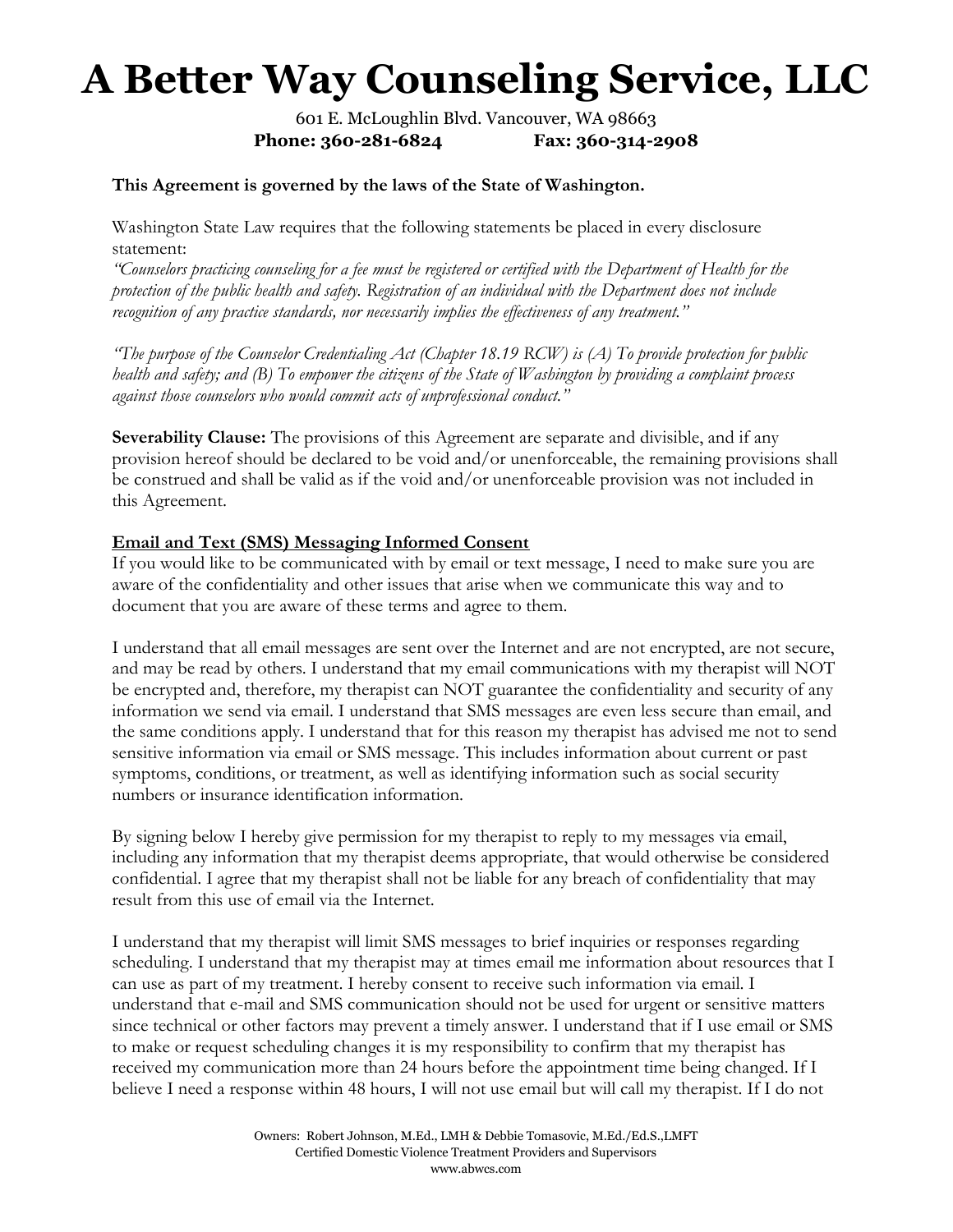# A Better Way Counseling Service, LLC

601 E. McLoughlin Blvd. Vancouver, WA 98663
**Phone: 360-281-6824 Fax: 360-314-2908**

**This Agreement is governed by the laws of the State of Washington.**

Washington State Law requires that the following statements be placed in every disclosure statement:
*"Counselors practicing counseling for a fee must be registered or certified with the Department of Health for the protection of the public health and safety. Registration of an individual with the Department does not include recognition of any practice standards, nor necessarily implies the effectiveness of any treatment."*

*"The purpose of the Counselor Credentialing Act (Chapter 18.19 RCW) is (A) To provide protection for public health and safety; and (B) To empower the citizens of the State of Washington by providing a complaint process against those counselors who would commit acts of unprofessional conduct."*

**Severability Clause:** The provisions of this Agreement are separate and divisible, and if any provision hereof should be declared to be void and/or unenforceable, the remaining provisions shall be construed and shall be valid as if the void and/or unenforceable provision was not included in this Agreement.

**Email and Text (SMS) Messaging Informed Consent**
If you would like to be communicated with by email or text message, I need to make sure you are aware of the confidentiality and other issues that arise when we communicate this way and to document that you are aware of these terms and agree to them.

I understand that all email messages are sent over the Internet and are not encrypted, are not secure, and may be read by others. I understand that my email communications with my therapist will NOT be encrypted and, therefore, my therapist can NOT guarantee the confidentiality and security of any information we send via email. I understand that SMS messages are even less secure than email, and the same conditions apply. I understand that for this reason my therapist has advised me not to send sensitive information via email or SMS message. This includes information about current or past symptoms, conditions, or treatment, as well as identifying information such as social security numbers or insurance identification information.

By signing below I hereby give permission for my therapist to reply to my messages via email, including any information that my therapist deems appropriate, that would otherwise be considered confidential. I agree that my therapist shall not be liable for any breach of confidentiality that may result from this use of email via the Internet.

I understand that my therapist will limit SMS messages to brief inquiries or responses regarding scheduling. I understand that my therapist may at times email me information about resources that I can use as part of my treatment. I hereby consent to receive such information via email. I understand that e-mail and SMS communication should not be used for urgent or sensitive matters since technical or other factors may prevent a timely answer. I understand that if I use email or SMS to make or request scheduling changes it is my responsibility to confirm that my therapist has received my communication more than 24 hours before the appointment time being changed. If I believe I need a response within 48 hours, I will not use email but will call my therapist. If I do not

Owners: Robert Johnson, M.Ed., LMH & Debbie Tomasovic, M.Ed./Ed.S.,LMFT
Certified Domestic Violence Treatment Providers and Supervisors
www.abwcs.com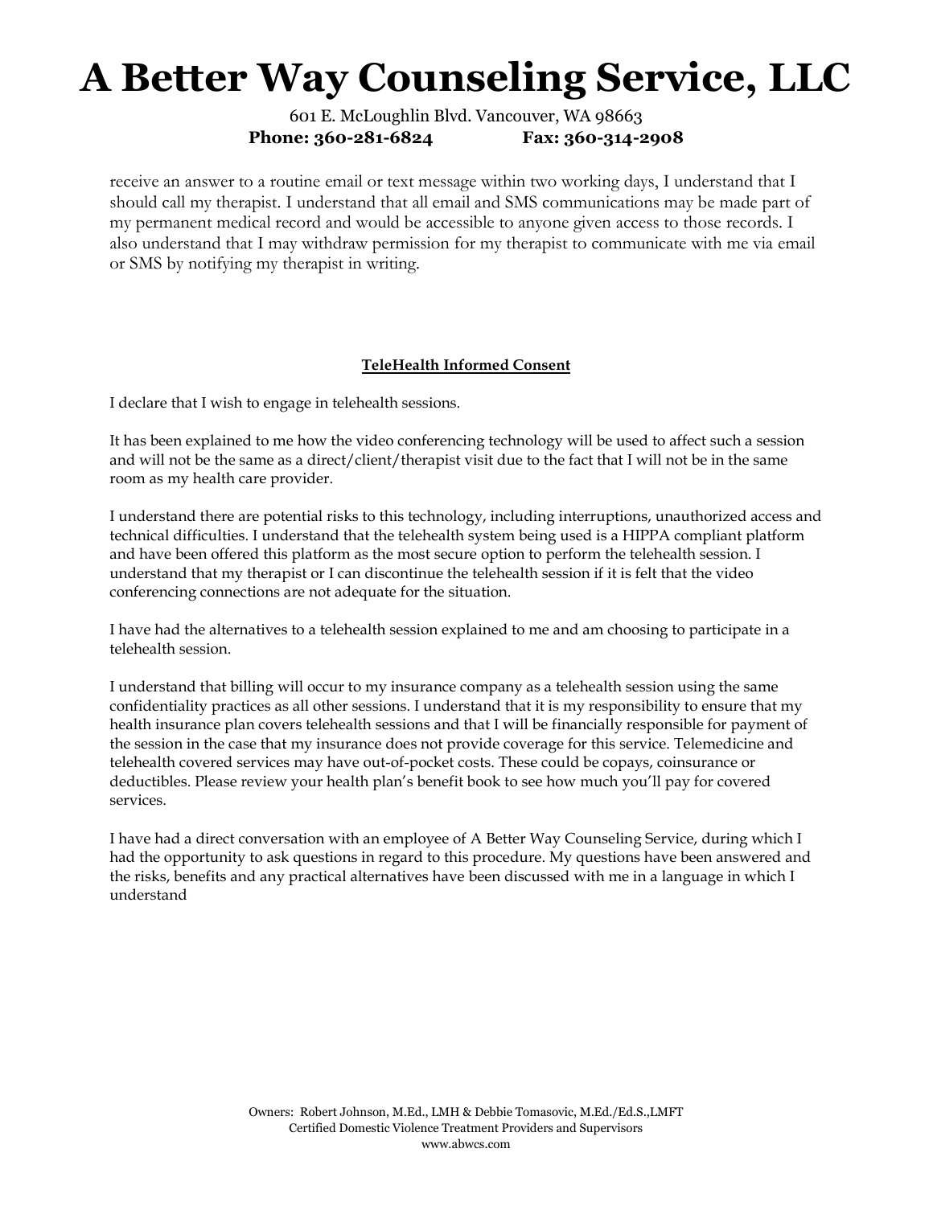receive an answer to a routine email or text message within two working days, I understand that I should call my therapist. I understand that all email and SMS communications may be made part of my permanent medical record and would be accessible to anyone given access to those records. I also understand that I may withdraw permission for my therapist to communicate with me via email or SMS by notifying my therapist in writing.

## TeleHealth Informed Consent

I declare that I wish to engage in telehealth sessions.

It has been explained to me how the video conferencing technology will be used to affect such a session and will not be the same as a direct/client/therapist visit due to the fact that I will not be in the same room as my health care provider.

I understand there are potential risks to this technology, including interruptions, unauthorized access and technical difficulties. I understand that the telehealth system being used is a HIPPA compliant platform and have been offered this platform as the most secure option to perform the telehealth session. I understand that my therapist or I can discontinue the telehealth session if it is felt that the video conferencing connections are not adequate for the situation.

I have had the alternatives to a telehealth session explained to me and am choosing to participate in a telehealth session.

I understand that billing will occur to my insurance company as a telehealth session using the same confidentiality practices as all other sessions. I understand that it is my responsibility to ensure that my health insurance plan covers telehealth sessions and that I will be financially responsible for payment of the session in the case that my insurance does not provide coverage for this service. Telemedicine and telehealth covered services may have out-of-pocket costs. These could be copays, coinsurance or deductibles. Please review your health plan's benefit book to see how much you'll pay for covered services.

I have had a direct conversation with an employee of A Better Way Counseling Service, during which I had the opportunity to ask questions in regard to this procedure. My questions have been answered and the risks, benefits and any practical alternatives have been discussed with me in a language in which I understand